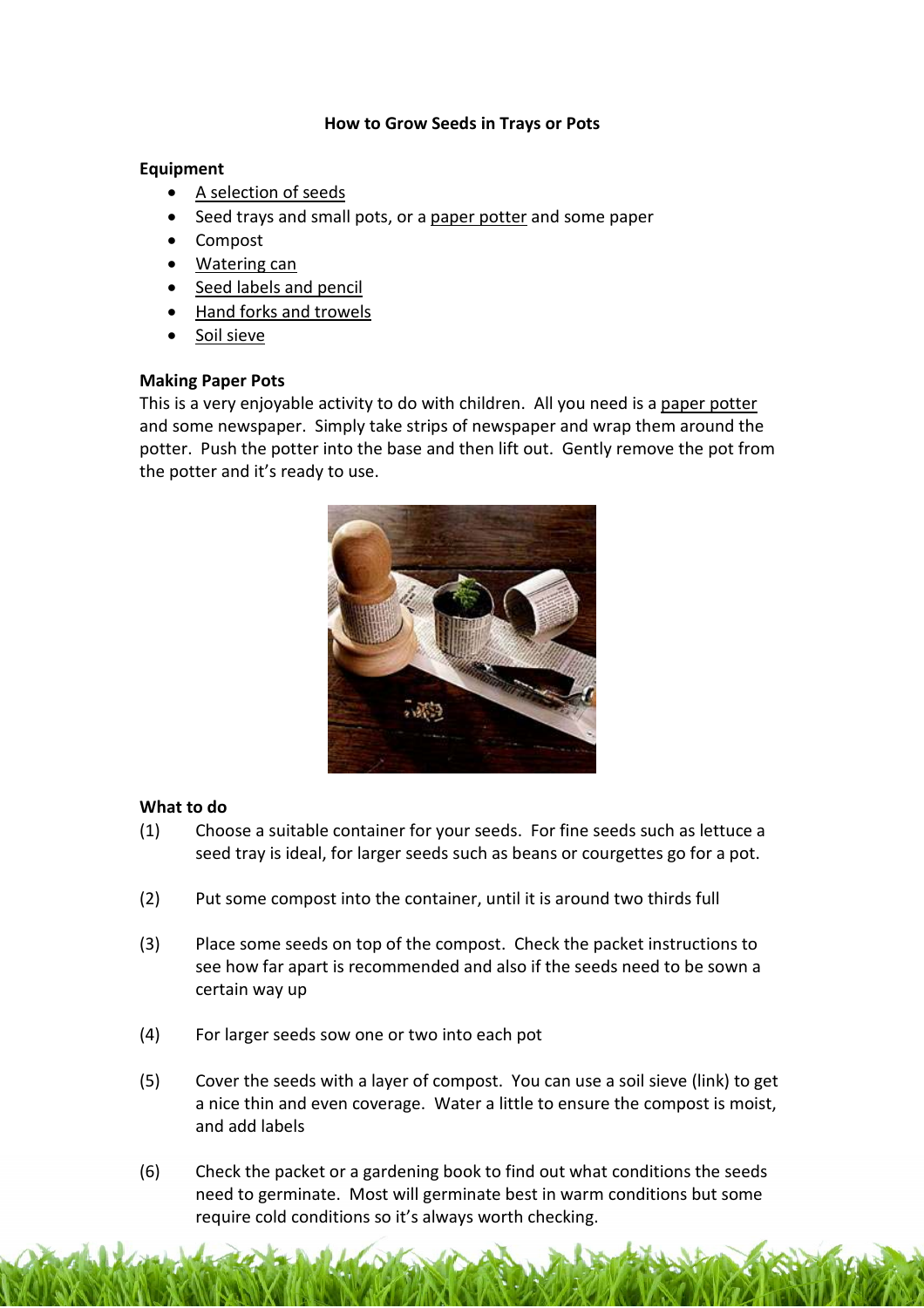# How to Grow Seeds in Trays or Pots

## Equipment

- A selection of seeds
- Seed trays and small pots, or a paper potter and some paper
- Compost
- Watering can
- Seed labels and pencil
- Hand forks and trowels
- Soil sieve

## Making Paper Pots

This is a very enjoyable activity to do with children. All you need is a paper potter and some newspaper. Simply take strips of newspaper and wrap them around the potter. Push the potter into the base and then lift out. Gently remove the pot from the potter and it's ready to use.

## What to do

(1) Choose a suitable container for your seeds. For fine seeds such as lettuce a seed tray is ideal, for larger seeds such as beans or courgettes go for a pot.

(2) Put some compost into the container, until it is around two thirds full

(3) Place some seeds on top of the compost. Check the packet instructions to see how far apart is recommended and also if the seeds need to be sown a certain way up

(4) For larger seeds sow one or two into each pot

(5) Cover the seeds with a layer of compost. You can use a soil sieve (link) to get a nice thin and even coverage. Water a little to ensure the compost is moist, and add labels

(6) Check the packet or a gardening book to find out what conditions the seeds need to germinate. Most will germinate best in warm conditions but some require cold conditions so it's always worth checking.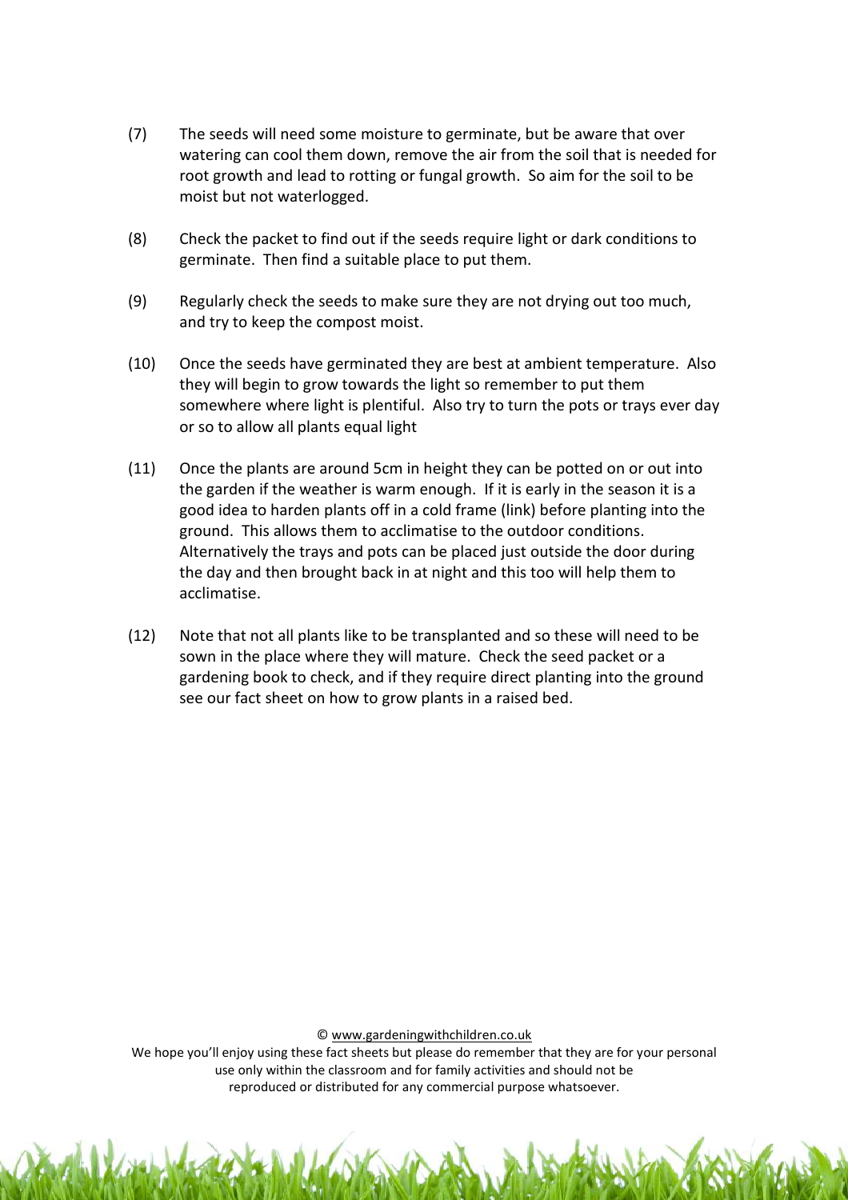(7) The seeds will need some moisture to germinate, but be aware that over watering can cool them down, remove the air from the soil that is needed for root growth and lead to rotting or fungal growth. So aim for the soil to be moist but not waterlogged.

(8) Check the packet to find out if the seeds require light or dark conditions to germinate. Then find a suitable place to put them.

(9) Regularly check the seeds to make sure they are not drying out too much, and try to keep the compost moist.

(10) Once the seeds have germinated they are best at ambient temperature. Also they will begin to grow towards the light so remember to put them somewhere where light is plentiful. Also try to turn the pots or trays ever day or so to allow all plants equal light

(11) Once the plants are around 5cm in height they can be potted on or out into the garden if the weather is warm enough. If it is early in the season it is a good idea to harden plants off in a cold frame (link) before planting into the ground. This allows them to acclimatise to the outdoor conditions. Alternatively the trays and pots can be placed just outside the door during the day and then brought back in at night and this too will help them to acclimatise.

(12) Note that not all plants like to be transplanted and so these will need to be sown in the place where they will mature. Check the seed packet or a gardening book to check, and if they require direct planting into the ground see our fact sheet on how to grow plants in a raised bed.